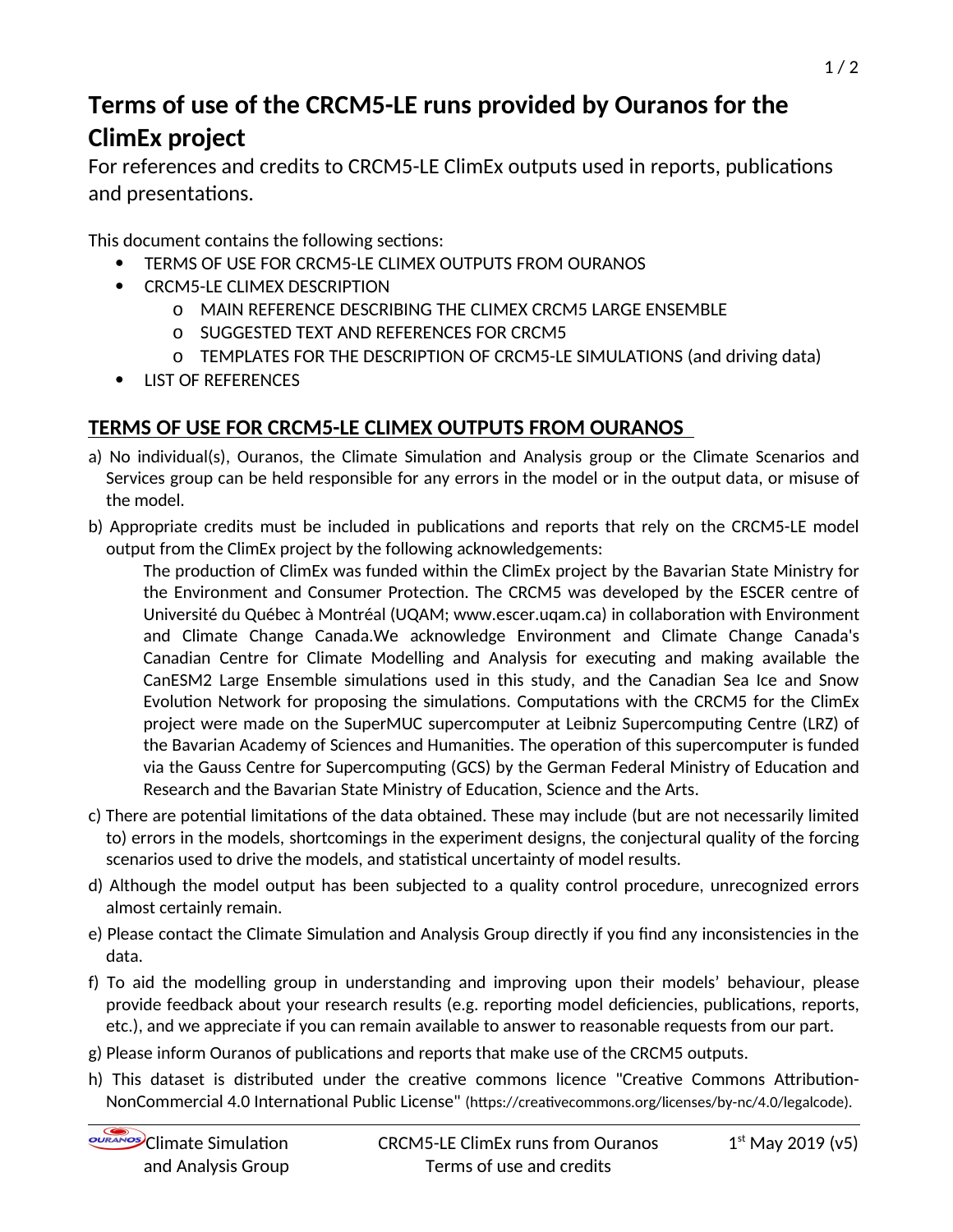# Terms of use of the CRCM5-LE runs provided by Ouranos for the ClimEx project

For references and credits to CRCM5-LE ClimEx outputs used in reports, publications and presentations.

This document contains the following sections:

- TERMS OF USE FOR CRCM5-LE CLIMEX OUTPUTS FROM OURANOS
- CRCM5-LE CLIMEX DESCRIPTION
  - MAIN REFERENCE DESCRIBING THE CLIMEX CRCM5 LARGE ENSEMBLE
  - SUGGESTED TEXT AND REFERENCES FOR CRCM5
  - TEMPLATES FOR THE DESCRIPTION OF CRCM5-LE SIMULATIONS (and driving data)
- LIST OF REFERENCES

## TERMS OF USE FOR CRCM5-LE CLIMEX OUTPUTS FROM OURANOS

a) No individual(s), Ouranos, the Climate Simulation and Analysis group or the Climate Scenarios and Services group can be held responsible for any errors in the model or in the output data, or misuse of the model.

b) Appropriate credits must be included in publications and reports that rely on the CRCM5-LE model output from the ClimEx project by the following acknowledgements:

> The production of ClimEx was funded within the ClimEx project by the Bavarian State Ministry for the Environment and Consumer Protection. The CRCM5 was developed by the ESCER centre of Université du Québec à Montréal (UQAM; www.escer.uqam.ca) in collaboration with Environment and Climate Change Canada.We acknowledge Environment and Climate Change Canada's Canadian Centre for Climate Modelling and Analysis for executing and making available the CanESM2 Large Ensemble simulations used in this study, and the Canadian Sea Ice and Snow Evolution Network for proposing the simulations. Computations with the CRCM5 for the ClimEx project were made on the SuperMUC supercomputer at Leibniz Supercomputing Centre (LRZ) of the Bavarian Academy of Sciences and Humanities. The operation of this supercomputer is funded via the Gauss Centre for Supercomputing (GCS) by the German Federal Ministry of Education and Research and the Bavarian State Ministry of Education, Science and the Arts.

c) There are potential limitations of the data obtained. These may include (but are not necessarily limited to) errors in the models, shortcomings in the experiment designs, the conjectural quality of the forcing scenarios used to drive the models, and statistical uncertainty of model results.

d) Although the model output has been subjected to a quality control procedure, unrecognized errors almost certainly remain.

e) Please contact the Climate Simulation and Analysis Group directly if you find any inconsistencies in the data.

f) To aid the modelling group in understanding and improving upon their models' behaviour, please provide feedback about your research results (e.g. reporting model deficiencies, publications, reports, etc.), and we appreciate if you can remain available to answer to reasonable requests from our part.

g) Please inform Ouranos of publications and reports that make use of the CRCM5 outputs.

h) This dataset is distributed under the creative commons licence "Creative Commons Attribution-NonCommercial 4.0 International Public License" (https://creativecommons.org/licenses/by-nc/4.0/legalcode).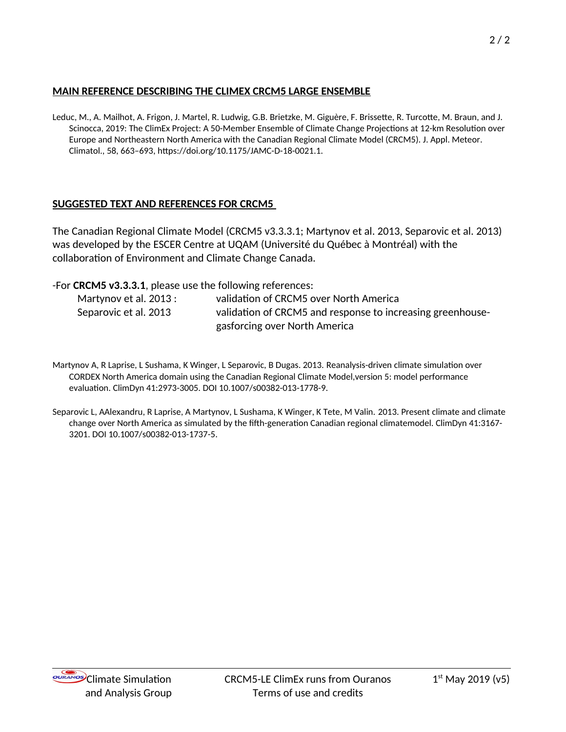## MAIN REFERENCE DESCRIBING THE CLIMEX CRCM5 LARGE ENSEMBLE

Leduc, M., A. Mailhot, A. Frigon, J. Martel, R. Ludwig, G.B. Brietzke, M. Giguère, F. Brissette, R. Turcotte, M. Braun, and J. Scinocca, 2019: The ClimEx Project: A 50-Member Ensemble of Climate Change Projections at 12-km Resolution over Europe and Northeastern North America with the Canadian Regional Climate Model (CRCM5). J. Appl. Meteor. Climatol., 58, 663–693, https://doi.org/10.1175/JAMC-D-18-0021.1.

## SUGGESTED TEXT AND REFERENCES FOR CRCM5

The Canadian Regional Climate Model (CRCM5 v3.3.3.1; Martynov et al. 2013, Separovic et al. 2013) was developed by the ESCER Centre at UQAM (Université du Québec à Montréal) with the collaboration of Environment and Climate Change Canada.

-For **CRCM5 v3.3.3.1**, please use the following references:

| | |
|---|---|
| Martynov et al. 2013 : | validation of CRCM5 over North America |
| Separovic et al. 2013 | validation of CRCM5 and response to increasing greenhouse-gasforcing over North America |

Martynov A, R Laprise, L Sushama, K Winger, L Separovic, B Dugas. 2013. Reanalysis-driven climate simulation over CORDEX North America domain using the Canadian Regional Climate Model,version 5: model performance evaluation. ClimDyn 41:2973-3005. DOI 10.1007/s00382-013-1778-9.

Separovic L, AAlexandru, R Laprise, A Martynov, L Sushama, K Winger, K Tete, M Valin. 2013. Present climate and climate change over North America as simulated by the fifth-generation Canadian regional climatemodel. ClimDyn 41:3167-3201. DOI 10.1007/s00382-013-1737-5.